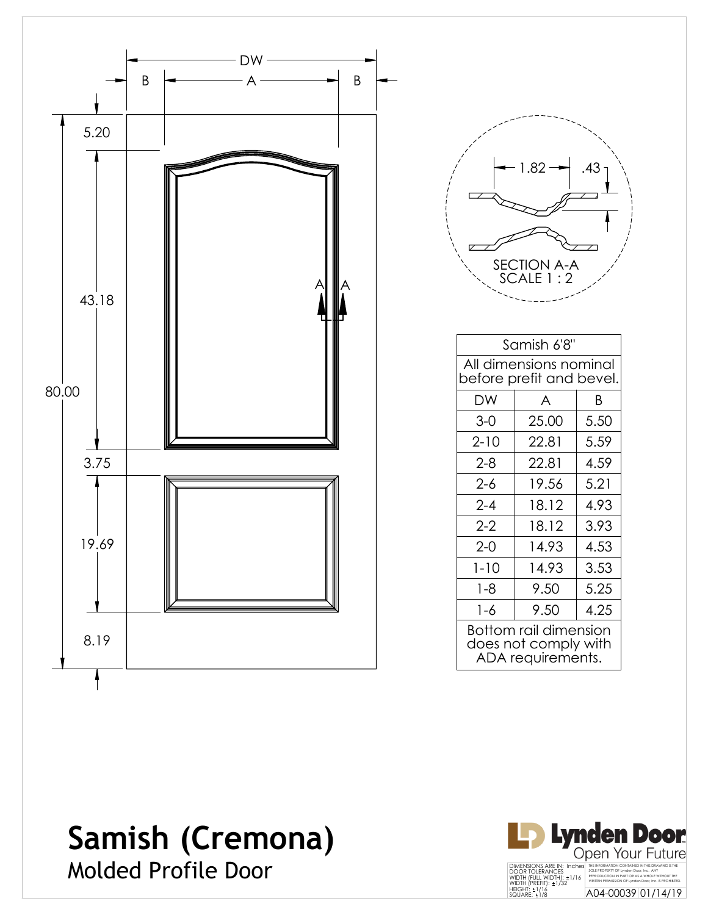# Samish (Cremona)

## Molded Profile Door

DW

B A B

5.20

43.18

80.00

3.75

19.69

8.19

A A

1.82 .43

SECTION A-A
SCALE 1 : 2

| Samish 6'8" | | |
|---|---|---|
| All dimensions nominal before prefit and bevel. | | |
| DW | A | B |
| 3-0 | 25.00 | 5.50 |
| 2-10 | 22.81 | 5.59 |
| 2-8 | 22.81 | 4.59 |
| 2-6 | 19.56 | 5.21 |
| 2-4 | 18.12 | 4.93 |
| 2-2 | 18.12 | 3.93 |
| 2-0 | 14.93 | 4.53 |
| 1-10 | 14.93 | 3.53 |
| 1-8 | 9.50 | 5.25 |
| 1-6 | 9.50 | 4.25 |
| Bottom rail dimension does not comply with ADA requirements. | | |

Lynden Door
Open Your Future

DIMENSIONS ARE IN: Inches
DOOR TOLERANCES
WIDTH (FULL WIDTH): ±1/16
WIDTH (PREFIT): ±1/32
HEIGHT: ±1/16
SQUARE: ±1/8

THE INFORMATION CONTAINED IN THIS DRAWING IS THE SOLE PROPERTY OF Lynden Door, Inc. ANY REPRODUCTION IN PART OR AS A WHOLE WITHOUT THE WRITTEN PERMISSION OF Lynden Door, Inc. IS PROHIBITED.

A04-00039 01/14/19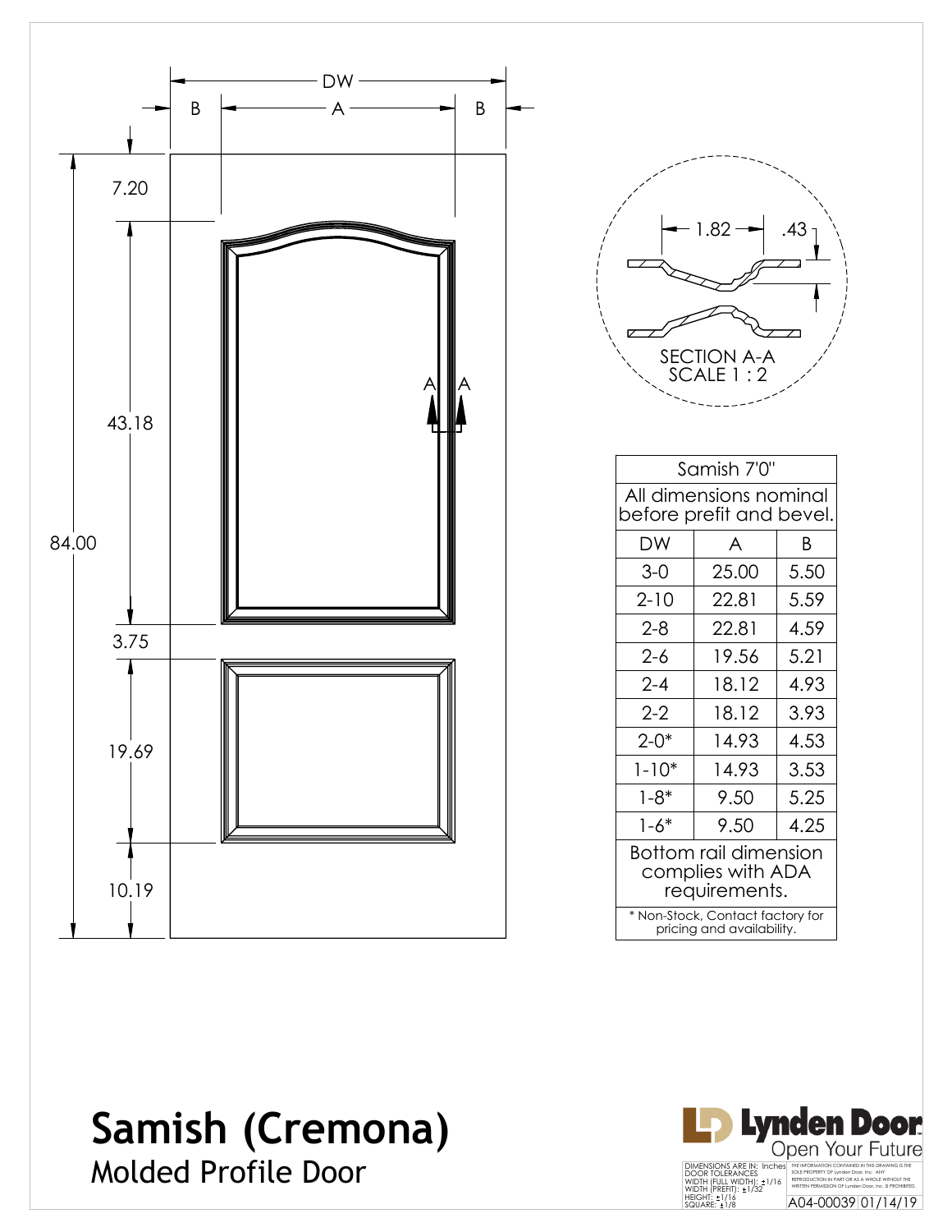DW

B A B

7.20

43.18

84.00

3.75

19.69

10.19

1.82 .43

SECTION A-A
SCALE 1 : 2

| Samish 7'0" | | |
|---|---|---|
| All dimensions nominal before prefit and bevel. | | |
| DW | A | B |
| 3-0 | 25.00 | 5.50 |
| 2-10 | 22.81 | 5.59 |
| 2-8 | 22.81 | 4.59 |
| 2-6 | 19.56 | 5.21 |
| 2-4 | 18.12 | 4.93 |
| 2-2 | 18.12 | 3.93 |
| 2-0* | 14.93 | 4.53 |
| 1-10* | 14.93 | 3.53 |
| 1-8* | 9.50 | 5.25 |
| 1-6* | 9.50 | 4.25 |
| Bottom rail dimension complies with ADA requirements. | | |
| * Non-Stock, Contact factory for pricing and availability. | | |

# Samish (Cremona)

## Molded Profile Door

Lynden Door
Open Your Future

DIMENSIONS ARE IN: Inches
DOOR TOLERANCES
WIDTH (FULL WIDTH): ±1/16
WIDTH (PREFIT): ±1/32
HEIGHT: ±1/16
SQUARE: ±1/8

THE INFORMATION CONTAINED IN THIS DRAWING IS THE SOLE PROPERTY OF Lynden Door, Inc. ANY REPRODUCTION IN PART OR AS A WHOLE WITHOUT THE WRITTEN PERMISSION OF Lynden Door, Inc. IS PROHIBITED.

A04-00039 01/14/19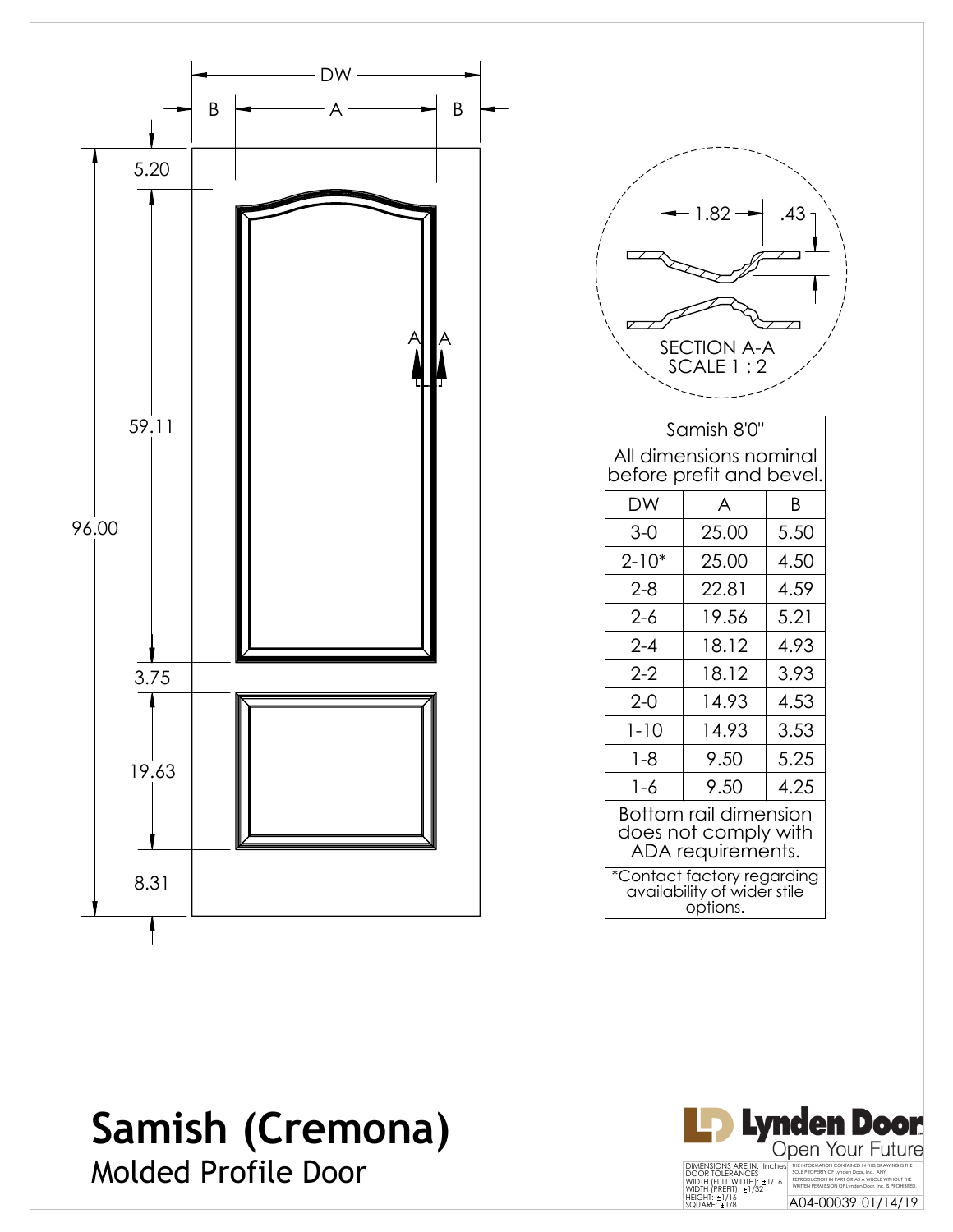DW

B A B

5.20

59.11

96.00

3.75

19.63

8.31

A A

1.82 .43

SECTION A-A
SCALE 1 : 2

| Samish 8'0" | | |
|---|---|---|
| All dimensions nominal before prefit and bevel. | | |
| DW | A | B |
| 3-0 | 25.00 | 5.50 |
| 2-10* | 25.00 | 4.50 |
| 2-8 | 22.81 | 4.59 |
| 2-6 | 19.56 | 5.21 |
| 2-4 | 18.12 | 4.93 |
| 2-2 | 18.12 | 3.93 |
| 2-0 | 14.93 | 4.53 |
| 1-10 | 14.93 | 3.53 |
| 1-8 | 9.50 | 5.25 |
| 1-6 | 9.50 | 4.25 |
| Bottom rail dimension does not comply with ADA requirements. | | |
| *Contact factory regarding availability of wider stile options. | | |

# Samish (Cremona)

## Molded Profile Door

Lynden Door
Open Your Future

DIMENSIONS ARE IN: Inches
DOOR TOLERANCES
WIDTH (FULL WIDTH): ±1/16
WIDTH (PREFIT): ±1/32
HEIGHT: ±1/16
SQUARE: ±1/8

THE INFORMATION CONTAINED IN THIS DRAWING IS THE SOLE PROPERTY OF Lynden Door, Inc. ANY REPRODUCTION IN PART OR AS A WHOLE WITHOUT THE WRITTEN PERMISSION OF Lynden Door, Inc. IS PROHIBITED.

A04-00039 01/14/19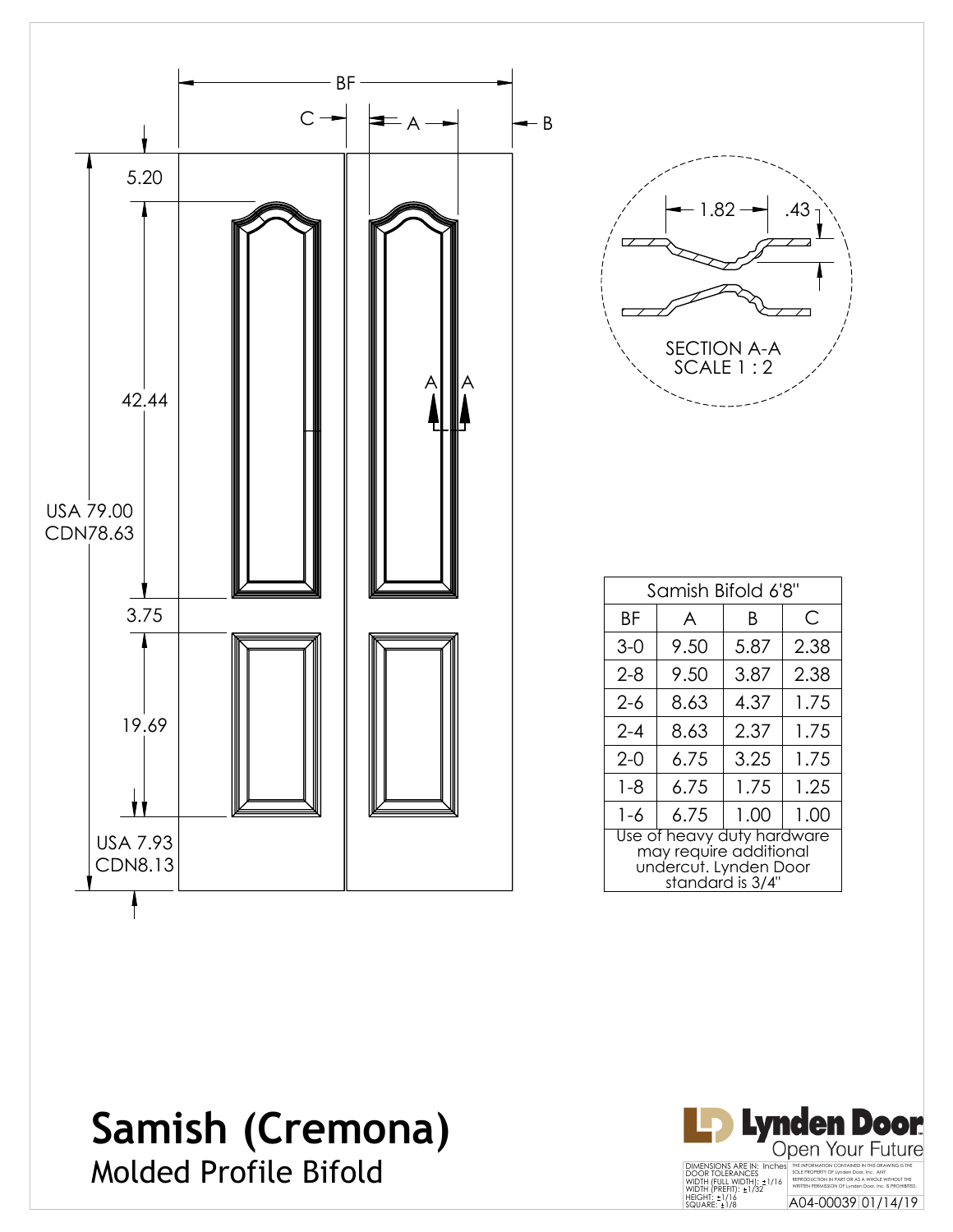BF

C

A

B

5.20

42.44

USA 79.00
CDN78.63

3.75

19.69

USA 7.93
CDN8.13

1.82

.43

SECTION A-A
SCALE 1 : 2

| Samish Bifold 6'8" | | | |
|---|---|---|---|
| BF | A | B | C |
| 3-0 | 9.50 | 5.87 | 2.38 |
| 2-8 | 9.50 | 3.87 | 2.38 |
| 2-6 | 8.63 | 4.37 | 1.75 |
| 2-4 | 8.63 | 2.37 | 1.75 |
| 2-0 | 6.75 | 3.25 | 1.75 |
| 1-8 | 6.75 | 1.75 | 1.25 |
| 1-6 | 6.75 | 1.00 | 1.00 |
| Use of heavy duty hardware may require additional undercut. Lynden Door standard is 3/4" | | | |

# Samish (Cremona)

## Molded Profile Bifold

Lynden Door
Open Your Future

DIMENSIONS ARE IN: Inches
DOOR TOLERANCES
WIDTH (FULL WIDTH): ±1/16
WIDTH (PREFIT): ±1/32
HEIGHT: ±1/16
SQUARE: ±1/8

THE INFORMATION CONTAINED IN THIS DRAWING IS THE SOLE PROPERTY OF Lynden Door, Inc. ANY REPRODUCTION IN PART OR AS A WHOLE WITHOUT THE WRITTEN PERMISSION OF Lynden Door, Inc. IS PROHIBITED.

A04-00039 01/14/19